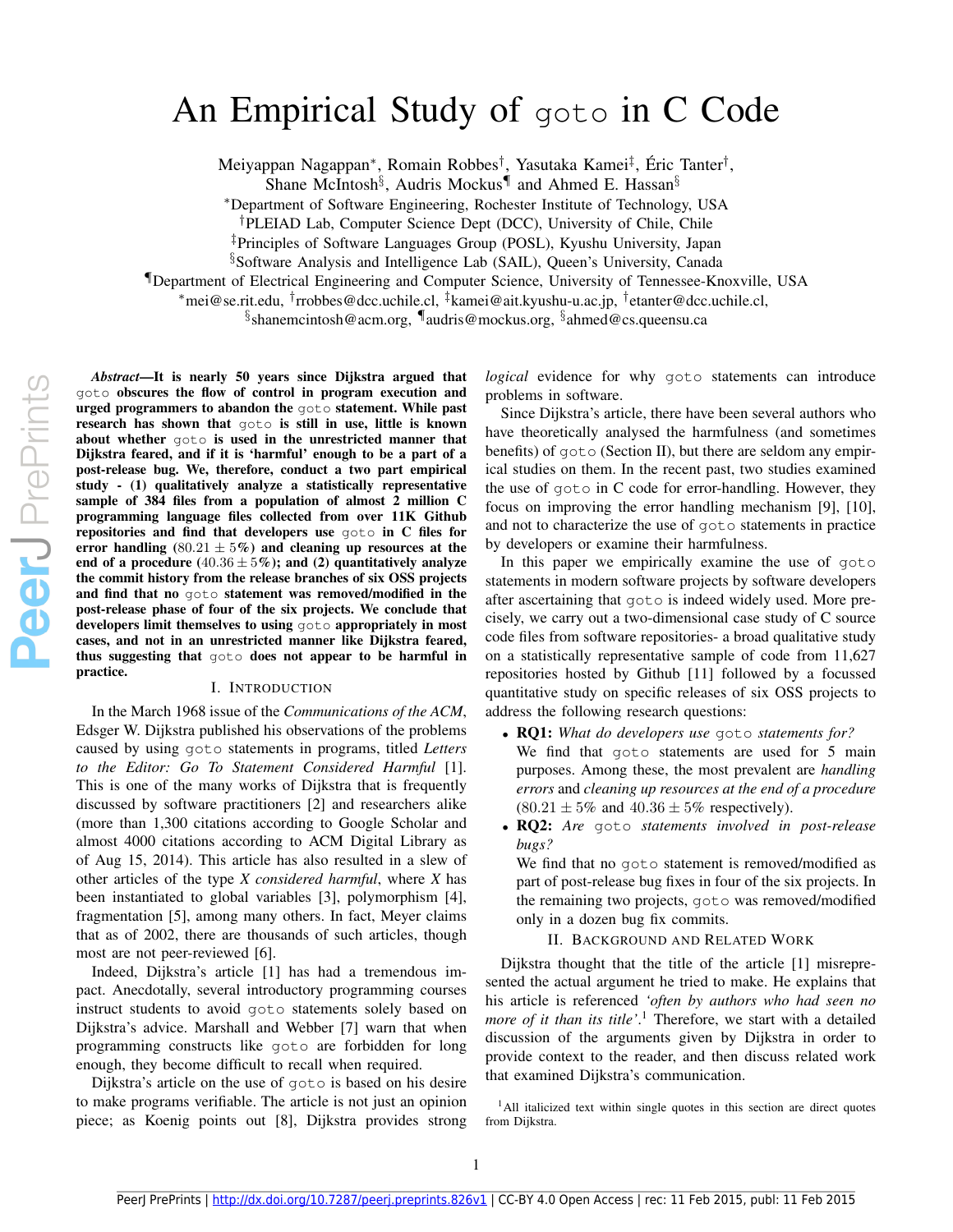# An Empirical Study of `goto` in C Code

Meiyappan Nagappan[*], Romain Robbes[†], Yasutaka Kamei[‡], Éric Tanter[†],
Shane McIntosh[§], Audris Mockus[¶] and Ahmed E. Hassan[§]

[*]Department of Software Engineering, Rochester Institute of Technology, USA
[†]PLEIAD Lab, Computer Science Dept (DCC), University of Chile, Chile
[‡]Principles of Software Languages Group (POSL), Kyushu University, Japan
[§]Software Analysis and Intelligence Lab (SAIL), Queen's University, Canada
[¶]Department of Electrical Engineering and Computer Science, University of Tennessee-Knoxville, USA
[*]mei@se.rit.edu, [†]rrobbes@dcc.uchile.cl, [‡]kamei@ait.kyushu-u.ac.jp, [†]etanter@dcc.uchile.cl,
[§]shanemcintosh@acm.org, [¶]audris@mockus.org, [§]ahmed@cs.queensu.ca

***Abstract*—It is nearly 50 years since Dijkstra argued that `goto` obscures the flow of control in program execution and urged programmers to abandon the `goto` statement. While past research has shown that `goto` is still in use, little is known about whether `goto` is used in the unrestricted manner that Dijkstra feared, and if it is 'harmful' enough to be a part of a post-release bug. We, therefore, conduct a two part empirical study - (1) qualitatively analyze a statistically representative sample of 384 files from a population of almost 2 million C programming language files collected from over 11K Github repositories and find that developers use `goto` in C files for error handling ($80.21 \pm 5\%$) and cleaning up resources at the end of a procedure ($40.36 \pm 5\%$); and (2) quantitatively analyze the commit history from the release branches of six OSS projects and find that no `goto` statement was removed/modified in the post-release phase of four of the six projects. We conclude that developers limit themselves to using `goto` appropriately in most cases, and not in an unrestricted manner like Dijkstra feared, thus suggesting that `goto` does not appear to be harmful in practice.**

## I. Introduction

In the March 1968 issue of the *Communications of the ACM*, Edsger W. Dijkstra published his observations of the problems caused by using `goto` statements in programs, titled *Letters to the Editor: Go To Statement Considered Harmful* [1]. This is one of the many works of Dijkstra that is frequently discussed by software practitioners [2] and researchers alike (more than 1,300 citations according to Google Scholar and almost 4000 citations according to ACM Digital Library as of Aug 15, 2014). This article has also resulted in a slew of other articles of the type *X considered harmful*, where *X* has been instantiated to global variables [3], polymorphism [4], fragmentation [5], among many others. In fact, Meyer claims that as of 2002, there are thousands of such articles, though most are not peer-reviewed [6].

Indeed, Dijkstra's article [1] has had a tremendous impact. Anecdotally, several introductory programming courses instruct students to avoid `goto` statements solely based on Dijkstra's advice. Marshall and Webber [7] warn that when programming constructs like `goto` are forbidden for long enough, they become difficult to recall when required.

Dijkstra's article on the use of `goto` is based on his desire to make programs verifiable. The article is not just an opinion piece; as Koenig points out [8], Dijkstra provides strong *logical* evidence for why `goto` statements can introduce problems in software.

Since Dijkstra's article, there have been several authors who have theoretically analysed the harmfulness (and sometimes benefits) of `goto` (Section II), but there are seldom any empirical studies on them. In the recent past, two studies examined the use of `goto` in C code for error-handling. However, they focus on improving the error handling mechanism [9], [10], and not to characterize the use of `goto` statements in practice by developers or examine their harmfulness.

In this paper we empirically examine the use of `goto` statements in modern software projects by software developers after ascertaining that `goto` is indeed widely used. More precisely, we carry out a two-dimensional case study of C source code files from software repositories- a broad qualitative study on a statistically representative sample of code from 11,627 repositories hosted by Github [11] followed by a focussed quantitative study on specific releases of six OSS projects to address the following research questions:

- **RQ1:** *What do developers use `goto` statements for?*
  We find that `goto` statements are used for 5 main purposes. Among these, the most prevalent are *handling errors* and *cleaning up resources at the end of a procedure* ($80.21 \pm 5\%$ and $40.36 \pm 5\%$ respectively).
- **RQ2:** *Are `goto` statements involved in post-release bugs?*
  We find that no `goto` statement is removed/modified as part of post-release bug fixes in four of the six projects. In the remaining two projects, `goto` was removed/modified only in a dozen bug fix commits.

## II. Background and Related Work

Dijkstra thought that the title of the article [1] misrepresented the actual argument he tried to make. He explains that his article is referenced *'often by authors who had seen no more of it than its title'*.[1] Therefore, we start with a detailed discussion of the arguments given by Dijkstra in order to provide context to the reader, and then discuss related work that examined Dijkstra's communication.

[1]All italicized text within single quotes in this section are direct quotes from Dijkstra.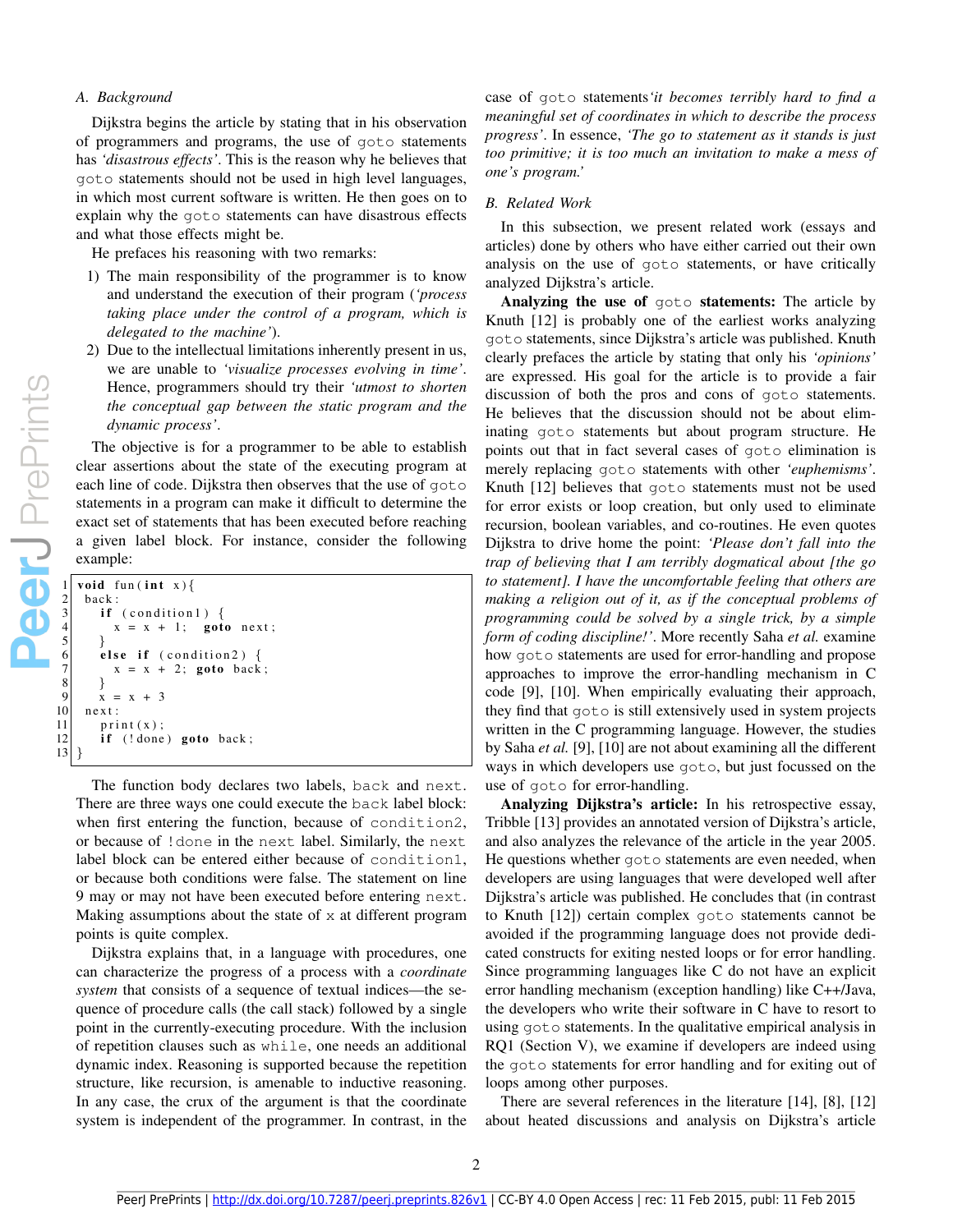### A. Background

Dijkstra begins the article by stating that in his observation of programmers and programs, the use of `goto` statements has *'disastrous effects'*. This is the reason why he believes that `goto` statements should not be used in high level languages, in which most current software is written. He then goes on to explain why the `goto` statements can have disastrous effects and what those effects might be.

He prefaces his reasoning with two remarks:

1) The main responsibility of the programmer is to know and understand the execution of their program (*'process taking place under the control of a program, which is delegated to the machine'*).
2) Due to the intellectual limitations inherently present in us, we are unable to *'visualize processes evolving in time'*. Hence, programmers should try their *'utmost to shorten the conceptual gap between the static program and the dynamic process'*.

The objective is for a programmer to be able to establish clear assertions about the state of the executing program at each line of code. Dijkstra then observes that the use of `goto` statements in a program can make it difficult to determine the exact set of statements that has been executed before reaching a given label block. For instance, consider the following example:

```
1  void fun(int x){
2   back:
3     if (condition1) {
4       x = x + 1;  goto next;
5     }
6     else if (condition2) {
7       x = x + 2; goto back;
8     }
9     x = x + 3
10  next:
11    print(x);
12    if (!done) goto back;
13 }
```

The function body declares two labels, `back` and `next`. There are three ways one could execute the `back` label block: when first entering the function, because of `condition2`, or because of `!done` in the `next` label. Similarly, the `next` label block can be entered either because of `condition1`, or because both conditions were false. The statement on line 9 may or may not have been executed before entering `next`. Making assumptions about the state of `x` at different program points is quite complex.

Dijkstra explains that, in a language with procedures, one can characterize the progress of a process with a *coordinate system* that consists of a sequence of textual indices—the sequence of procedure calls (the call stack) followed by a single point in the currently-executing procedure. With the inclusion of repetition clauses such as `while`, one needs an additional dynamic index. Reasoning is supported because the repetition structure, like recursion, is amenable to inductive reasoning. In any case, the crux of the argument is that the coordinate system is independent of the programmer. In contrast, in the case of `goto` statements*'it becomes terribly hard to find a meaningful set of coordinates in which to describe the process progress'*. In essence, *'The go to statement as it stands is just too primitive; it is too much an invitation to make a mess of one's program.'*

### B. Related Work

In this subsection, we present related work (essays and articles) done by others who have either carried out their own analysis on the use of `goto` statements, or have critically analyzed Dijkstra's article.

**Analyzing the use of `goto` statements:** The article by Knuth [12] is probably one of the earliest works analyzing `goto` statements, since Dijkstra's article was published. Knuth clearly prefaces the article by stating that only his *'opinions'* are expressed. His goal for the article is to provide a fair discussion of both the pros and cons of `goto` statements. He believes that the discussion should not be about eliminating `goto` statements but about program structure. He points out that in fact several cases of `goto` elimination is merely replacing `goto` statements with other *'euphemisms'*. Knuth [12] believes that `goto` statements must not be used for error exists or loop creation, but only used to eliminate recursion, boolean variables, and co-routines. He even quotes Dijkstra to drive home the point: *'Please don't fall into the trap of believing that I am terribly dogmatical about [the go to statement]. I have the uncomfortable feeling that others are making a religion out of it, as if the conceptual problems of programming could be solved by a single trick, by a simple form of coding discipline!'*. More recently Saha *et al.* examine how `goto` statements are used for error-handling and propose approaches to improve the error-handling mechanism in C code [9], [10]. When empirically evaluating their approach, they find that `goto` is still extensively used in system projects written in the C programming language. However, the studies by Saha *et al.* [9], [10] are not about examining all the different ways in which developers use `goto`, but just focussed on the use of `goto` for error-handling.

**Analyzing Dijkstra's article:** In his retrospective essay, Tribble [13] provides an annotated version of Dijkstra's article, and also analyzes the relevance of the article in the year 2005. He questions whether `goto` statements are even needed, when developers are using languages that were developed well after Dijkstra's article was published. He concludes that (in contrast to Knuth [12]) certain complex `goto` statements cannot be avoided if the programming language does not provide dedicated constructs for exiting nested loops or for error handling. Since programming languages like C do not have an explicit error handling mechanism (exception handling) like C++/Java, the developers who write their software in C have to resort to using `goto` statements. In the qualitative empirical analysis in RQ1 (Section V), we examine if developers are indeed using the `goto` statements for error handling and for exiting out of loops among other purposes.

There are several references in the literature [14], [8], [12] about heated discussions and analysis on Dijkstra's article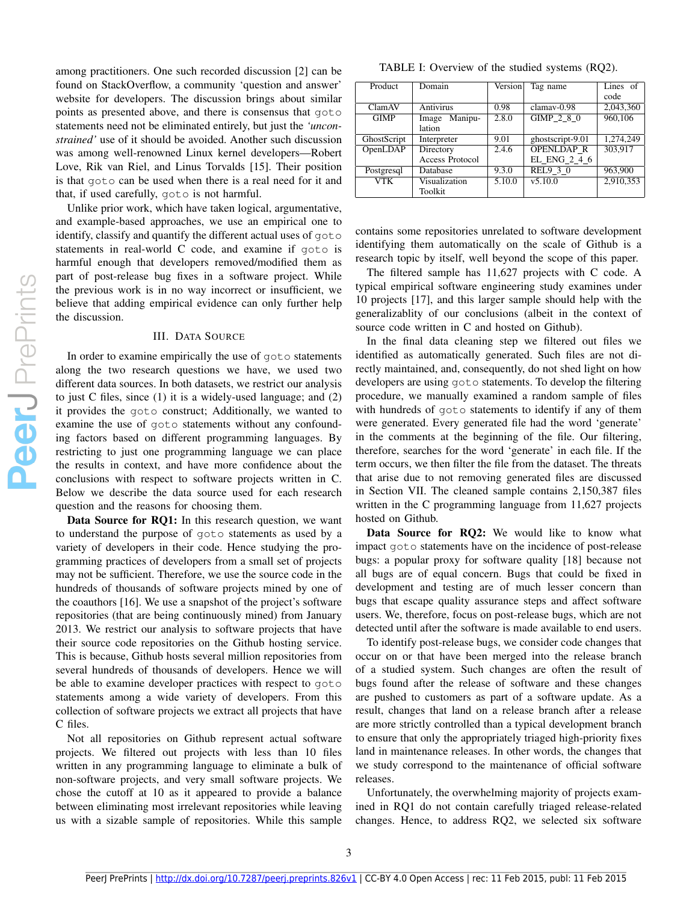among practitioners. One such recorded discussion [2] can be found on StackOverflow, a community 'question and answer' website for developers. The discussion brings about similar points as presented above, and there is consensus that goto statements need not be eliminated entirely, but just the *'unconstrained'* use of it should be avoided. Another such discussion was among well-renowned Linux kernel developers—Robert Love, Rik van Riel, and Linus Torvalds [15]. Their position is that goto can be used when there is a real need for it and that, if used carefully, goto is not harmful.

Unlike prior work, which have taken logical, argumentative, and example-based approaches, we use an empirical one to identify, classify and quantify the different actual uses of goto statements in real-world C code, and examine if goto is harmful enough that developers removed/modified them as part of post-release bug fixes in a software project. While the previous work is in no way incorrect or insufficient, we believe that adding empirical evidence can only further help the discussion.

## III. Data Source

In order to examine empirically the use of goto statements along the two research questions we have, we used two different data sources. In both datasets, we restrict our analysis to just C files, since (1) it is a widely-used language; and (2) it provides the goto construct; Additionally, we wanted to examine the use of goto statements without any confounding factors based on different programming languages. By restricting to just one programming language we can place the results in context, and have more confidence about the conclusions with respect to software projects written in C. Below we describe the data source used for each research question and the reasons for choosing them.

**Data Source for RQ1:** In this research question, we want to understand the purpose of goto statements as used by a variety of developers in their code. Hence studying the programming practices of developers from a small set of projects may not be sufficient. Therefore, we use the source code in the hundreds of thousands of software projects mined by one of the coauthors [16]. We use a snapshot of the project's software repositories (that are being continuously mined) from January 2013. We restrict our analysis to software projects that have their source code repositories on the Github hosting service. This is because, Github hosts several million repositories from several hundreds of thousands of developers. Hence we will be able to examine developer practices with respect to goto statements among a wide variety of developers. From this collection of software projects we extract all projects that have C files.

Not all repositories on Github represent actual software projects. We filtered out projects with less than 10 files written in any programming language to eliminate a bulk of non-software projects, and very small software projects. We chose the cutoff at 10 as it appeared to provide a balance between eliminating most irrelevant repositories while leaving us with a sizable sample of repositories. While this sample contains some repositories unrelated to software development identifying them automatically on the scale of Github is a research topic by itself, well beyond the scope of this paper.

The filtered sample has 11,627 projects with C code. A typical empirical software engineering study examines under 10 projects [17], and this larger sample should help with the generalizablity of our conclusions (albeit in the context of source code written in C and hosted on Github).

In the final data cleaning step we filtered out files we identified as automatically generated. Such files are not directly maintained, and, consequently, do not shed light on how developers are using goto statements. To develop the filtering procedure, we manually examined a random sample of files with hundreds of goto statements to identify if any of them were generated. Every generated file had the word 'generate' in the comments at the beginning of the file. Our filtering, therefore, searches for the word 'generate' in each file. If the term occurs, we then filter the file from the dataset. The threats that arise due to not removing generated files are discussed in Section VII. The cleaned sample contains 2,150,387 files written in the C programming language from 11,627 projects hosted on Github.

**Data Source for RQ2:** We would like to know what impact goto statements have on the incidence of post-release bugs: a popular proxy for software quality [18] because not all bugs are of equal concern. Bugs that could be fixed in development and testing are of much lesser concern than bugs that escape quality assurance steps and affect software users. We, therefore, focus on post-release bugs, which are not detected until after the software is made available to end users.

To identify post-release bugs, we consider code changes that occur on or that have been merged into the release branch of a studied system. Such changes are often the result of bugs found after the release of software and these changes are pushed to customers as part of a software update. As a result, changes that land on a release branch after a release are more strictly controlled than a typical development branch to ensure that only the appropriately triaged high-priority fixes land in maintenance releases. In other words, the changes that we study correspond to the maintenance of official software releases.

Unfortunately, the overwhelming majority of projects examined in RQ1 do not contain carefully triaged release-related changes. Hence, to address RQ2, we selected six software

TABLE I: Overview of the studied systems (RQ2).

| Product | Domain | Version | Tag name | Lines of code |
|---|---|---|---|---|
| ClamAV | Antivirus | 0.98 | clamav-0.98 | 2,043,360 |
| GIMP | Image Manipulation | 2.8.0 | GIMP_2_8_0 | 960,106 |
| GhostScript | Interpreter | 9.01 | ghostscript-9.01 | 1,274,249 |
| OpenLDAP | Directory Access Protocol | 2.4.6 | OPENLDAP_REL_ENG_2_4_6 | 303,917 |
| Postgresql | Database | 9.3.0 | REL9_3_0 | 963,900 |
| VTK | Visualization Toolkit | 5.10.0 | v5.10.0 | 2,910,353 |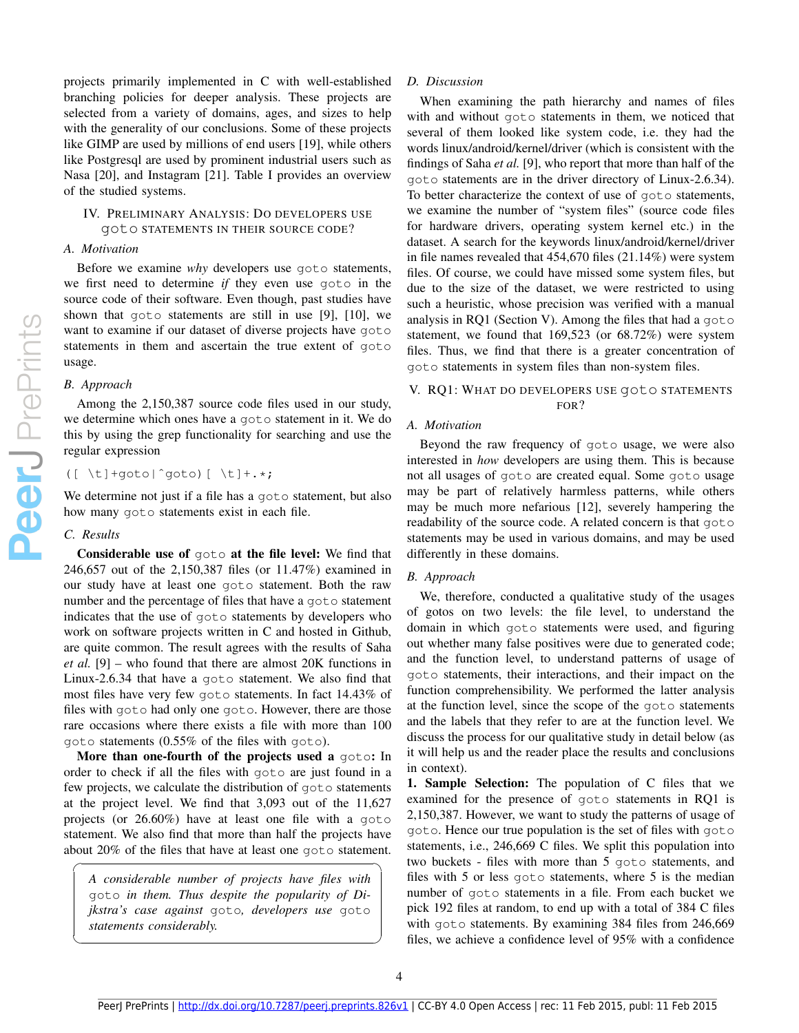projects primarily implemented in C with well-established branching policies for deeper analysis. These projects are selected from a variety of domains, ages, and sizes to help with the generality of our conclusions. Some of these projects like GIMP are used by millions of end users [19], while others like Postgresql are used by prominent industrial users such as Nasa [20], and Instagram [21]. Table I provides an overview of the studied systems.

## IV. Preliminary Analysis: Do developers use `goto` statements in their source code?

### A. Motivation

Before we examine *why* developers use `goto` statements, we first need to determine *if* they even use `goto` in the source code of their software. Even though, past studies have shown that `goto` statements are still in use [9], [10], we want to examine if our dataset of diverse projects have `goto` statements in them and ascertain the true extent of `goto` usage.

### B. Approach

Among the 2,150,387 source code files used in our study, we determine which ones have a `goto` statement in it. We do this by using the grep functionality for searching and use the regular expression

```
([ \t]+goto|^goto)[ \t]+.*;
```

We determine not just if a file has a `goto` statement, but also how many `goto` statements exist in each file.

### C. Results

**Considerable use of `goto` at the file level:** We find that 246,657 out of the 2,150,387 files (or 11.47%) examined in our study have at least one `goto` statement. Both the raw number and the percentage of files that have a `goto` statement indicates that the use of `goto` statements by developers who work on software projects written in C and hosted in Github, are quite common. The result agrees with the results of Saha *et al.* [9] – who found that there are almost 20K functions in Linux-2.6.34 that have a `goto` statement. We also find that most files have very few `goto` statements. In fact 14.43% of files with `goto` had only one `goto`. However, there are those rare occasions where there exists a file with more than 100 `goto` statements (0.55% of the files with `goto`).

**More than one-fourth of the projects used a `goto`:** In order to check if all the files with `goto` are just found in a few projects, we calculate the distribution of `goto` statements at the project level. We find that 3,093 out of the 11,627 projects (or 26.60%) have at least one file with a `goto` statement. We also find that more than half the projects have about 20% of the files that have at least one `goto` statement.

> *A considerable number of projects have files with `goto` in them. Thus despite the popularity of Dijkstra's case against `goto`, developers use `goto` statements considerably.*

### D. Discussion

When examining the path hierarchy and names of files with and without `goto` statements in them, we noticed that several of them looked like system code, i.e. they had the words linux/android/kernel/driver (which is consistent with the findings of Saha *et al.* [9], who report that more than half of the `goto` statements are in the driver directory of Linux-2.6.34). To better characterize the context of use of `goto` statements, we examine the number of "system files" (source code files for hardware drivers, operating system kernel etc.) in the dataset. A search for the keywords linux/android/kernel/driver in file names revealed that 454,670 files (21.14%) were system files. Of course, we could have missed some system files, but due to the size of the dataset, we were restricted to using such a heuristic, whose precision was verified with a manual analysis in RQ1 (Section V). Among the files that had a `goto` statement, we found that 169,523 (or 68.72%) were system files. Thus, we find that there is a greater concentration of `goto` statements in system files than non-system files.

## V. RQ1: What do developers use `goto` statements for?

### A. Motivation

Beyond the raw frequency of `goto` usage, we were also interested in *how* developers are using them. This is because not all usages of `goto` are created equal. Some `goto` usage may be part of relatively harmless patterns, while others may be much more nefarious [12], severely hampering the readability of the source code. A related concern is that `goto` statements may be used in various domains, and may be used differently in these domains.

### B. Approach

We, therefore, conducted a qualitative study of the usages of gotos on two levels: the file level, to understand the domain in which `goto` statements were used, and figuring out whether many false positives were due to generated code; and the function level, to understand patterns of usage of `goto` statements, their interactions, and their impact on the function comprehensibility. We performed the latter analysis at the function level, since the scope of the `goto` statements and the labels that they refer to are at the function level. We discuss the process for our qualitative study in detail below (as it will help us and the reader place the results and conclusions in context).

**1. Sample Selection:** The population of C files that we examined for the presence of `goto` statements in RQ1 is 2,150,387. However, we want to study the patterns of usage of `goto`. Hence our true population is the set of files with `goto` statements, i.e., 246,669 C files. We split this population into two buckets - files with more than 5 `goto` statements, and files with 5 or less `goto` statements, where 5 is the median number of `goto` statements in a file. From each bucket we pick 192 files at random, to end up with a total of 384 C files with `goto` statements. By examining 384 files from 246,669 files, we achieve a confidence level of 95% with a confidence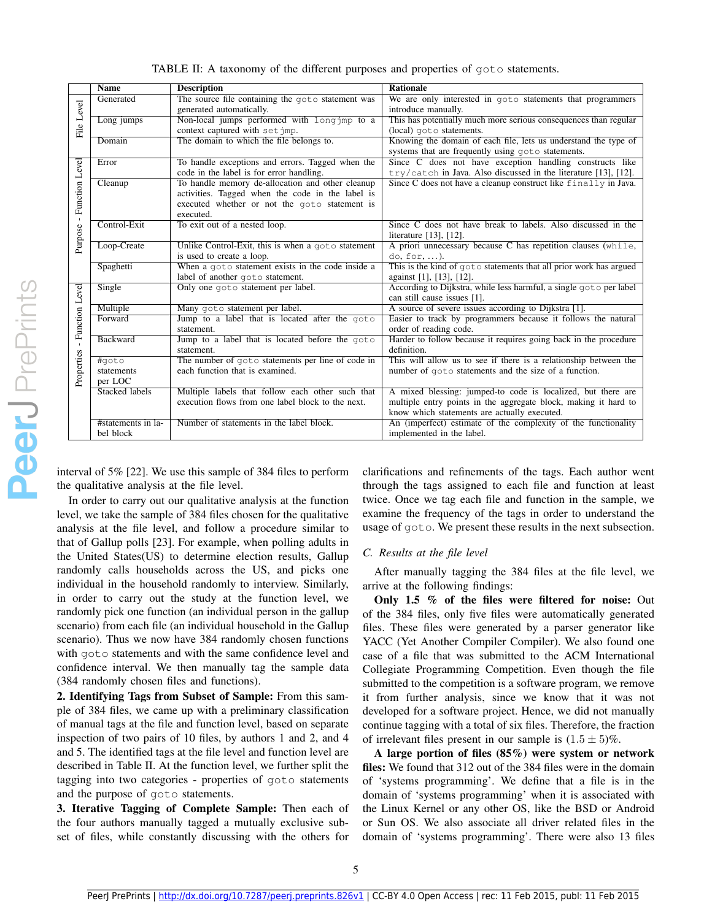TABLE II: A taxonomy of the different purposes and properties of `goto` statements.

| | Name | Description | Rationale |
|---|---|---|---|
| File Level | Generated | The source file containing the goto statement was generated automatically. | We are only interested in goto statements that programmers introduce manually. |
| | Long jumps | Non-local jumps performed with longjmp to a context captured with setjmp. | This has potentially much more serious consequences than regular (local) goto statements. |
| | Domain | The domain to which the file belongs to. | Knowing the domain of each file, lets us understand the type of systems that are frequently using goto statements. |
| Purpose - Function Level | Error | To handle exceptions and errors. Tagged when the code in the label is for error handling. | Since C does not have exception handling constructs like try/catch in Java. Also discussed in the literature [13], [12]. |
| | Cleanup | To handle memory de-allocation and other cleanup activities. Tagged when the code in the label is executed whether or not the goto statement is executed. | Since C does not have a cleanup construct like finally in Java. |
| | Control-Exit | To exit out of a nested loop. | Since C does not have break to labels. Also discussed in the literature [13], [12]. |
| | Loop-Create | Unlike Control-Exit, this is when a goto statement is used to create a loop. | A priori unnecessary because C has repetition clauses (while, do, for, ...). |
| | Spaghetti | When a goto statement exists in the code inside a label of another goto statement. | This is the kind of goto statements that all prior work has argued against [1], [13], [12]. |
| Properties - Function Level | Single | Only one goto statement per label. | According to Dijkstra, while less harmful, a single goto per label can still cause issues [1]. |
| | Multiple | Many goto statement per label. | A source of severe issues according to Dijkstra [1]. |
| | Forward | Jump to a label that is located after the goto statement. | Easier to track by programmers because it follows the natural order of reading code. |
| | Backward | Jump to a label that is located before the goto statement. | Harder to follow because it requires going back in the procedure definition. |
| | #goto statements per LOC | The number of goto statements per line of code in each function that is examined. | This will allow us to see if there is a relationship between the number of goto statements and the size of a function. |
| | Stacked labels | Multiple labels that follow each other such that execution flows from one label block to the next. | A mixed blessing: jumped-to code is localized, but there are multiple entry points in the aggregate block, making it hard to know which statements are actually executed. |
| | #statements in label block | Number of statements in the label block. | An (imperfect) estimate of the complexity of the functionality implemented in the label. |

interval of 5% [22]. We use this sample of 384 files to perform the qualitative analysis at the file level.

In order to carry out our qualitative analysis at the function level, we take the sample of 384 files chosen for the qualitative analysis at the file level, and follow a procedure similar to that of Gallup polls [23]. For example, when polling adults in the United States(US) to determine election results, Gallup randomly calls households across the US, and picks one individual in the household randomly to interview. Similarly, in order to carry out the study at the function level, we randomly pick one function (an individual person in the gallup scenario) from each file (an individual household in the Gallup scenario). Thus we now have 384 randomly chosen functions with `goto` statements and with the same confidence level and confidence interval. We then manually tag the sample data (384 randomly chosen files and functions).

**2. Identifying Tags from Subset of Sample:** From this sample of 384 files, we came up with a preliminary classification of manual tags at the file and function level, based on separate inspection of two pairs of 10 files, by authors 1 and 2, and 4 and 5. The identified tags at the file level and function level are described in Table II. At the function level, we further split the tagging into two categories - properties of `goto` statements and the purpose of `goto` statements.

**3. Iterative Tagging of Complete Sample:** Then each of the four authors manually tagged a mutually exclusive subset of files, while constantly discussing with the others for clarifications and refinements of the tags. Each author went through the tags assigned to each file and function at least twice. Once we tag each file and function in the sample, we examine the frequency of the tags in order to understand the usage of `goto`. We present these results in the next subsection.

### C. Results at the file level

After manually tagging the 384 files at the file level, we arrive at the following findings:

**Only 1.5 % of the files were filtered for noise:** Out of the 384 files, only five files were automatically generated files. These files were generated by a parser generator like YACC (Yet Another Compiler Compiler). We also found one case of a file that was submitted to the ACM International Collegiate Programming Competition. Even though the file submitted to the competition is a software program, we remove it from further analysis, since we know that it was not developed for a software project. Hence, we did not manually continue tagging with a total of six files. Therefore, the fraction of irrelevant files present in our sample is $(1.5 \pm 5)\%$.

**A large portion of files (85%) were system or network files:** We found that 312 out of the 384 files were in the domain of 'systems programming'. We define that a file is in the domain of 'systems programming' when it is associated with the Linux Kernel or any other OS, like the BSD or Android or Sun OS. We also associate all driver related files in the domain of 'systems programming'. There were also 13 files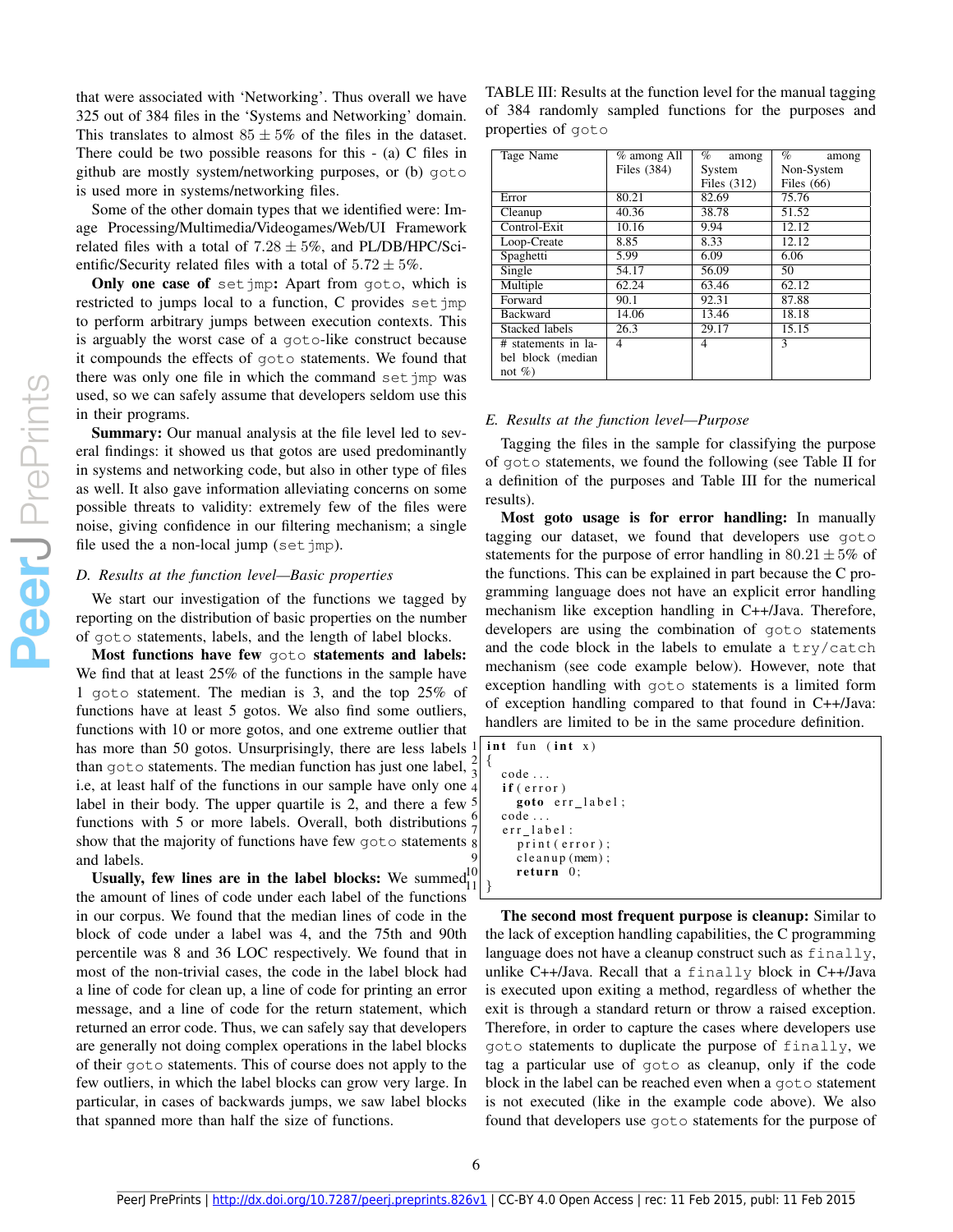that were associated with 'Networking'. Thus overall we have 325 out of 384 files in the 'Systems and Networking' domain. This translates to almost $85 \pm 5\%$ of the files in the dataset. There could be two possible reasons for this - (a) C files in github are mostly system/networking purposes, or (b) `goto` is used more in systems/networking files.

Some of the other domain types that we identified were: Image Processing/Multimedia/Videogames/Web/UI Framework related files with a total of $7.28 \pm 5\%$, and PL/DB/HPC/Scientific/Security related files with a total of $5.72 \pm 5\%$.

**Only one case of `setjmp`:** Apart from `goto`, which is restricted to jumps local to a function, C provides `setjmp` to perform arbitrary jumps between execution contexts. This is arguably the worst case of a `goto`-like construct because it compounds the effects of `goto` statements. We found that there was only one file in which the command `setjmp` was used, so we can safely assume that developers seldom use this in their programs.

**Summary:** Our manual analysis at the file level led to several findings: it showed us that gotos are used predominantly in systems and networking code, but also in other type of files as well. It also gave information alleviating concerns on some possible threats to validity: extremely few of the files were noise, giving confidence in our filtering mechanism; a single file used the a non-local jump (`setjmp`).

### D. Results at the function level—Basic properties

We start our investigation of the functions we tagged by reporting on the distribution of basic properties on the number of `goto` statements, labels, and the length of label blocks.

**Most functions have few `goto` statements and labels:** We find that at least 25% of the functions in the sample have 1 `goto` statement. The median is 3, and the top 25% of functions have at least 5 gotos. We also find some outliers, functions with 10 or more gotos, and one extreme outlier that has more than 50 gotos. Unsurprisingly, there are less labels than `goto` statements. The median function has just one label, i.e, at least half of the functions in our sample have only one label in their body. The upper quartile is 2, and there a few functions with 5 or more labels. Overall, both distributions show that the majority of functions have few `goto` statements and labels.

**Usually, few lines are in the label blocks:** We summed the amount of lines of code under each label of the functions in our corpus. We found that the median lines of code in the block of code under a label was 4, and the 75th and 90th percentile was 8 and 36 LOC respectively. We found that in most of the non-trivial cases, the code in the label block had a line of code for clean up, a line of code for printing an error message, and a line of code for the return statement, which returned an error code. Thus, we can safely say that developers are generally not doing complex operations in the label blocks of their `goto` statements. This of course does not apply to the few outliers, in which the label blocks can grow very large. In particular, in cases of backwards jumps, we saw label blocks that spanned more than half the size of functions.

TABLE III: Results at the function level for the manual tagging of 384 randomly sampled functions for the purposes and properties of `goto`

| Tage Name | % among All Files (384) | % among System Files (312) | % among Non-System Files (66) |
|---|---|---|---|
| Error | 80.21 | 82.69 | 75.76 |
| Cleanup | 40.36 | 38.78 | 51.52 |
| Control-Exit | 10.16 | 9.94 | 12.12 |
| Loop-Create | 8.85 | 8.33 | 12.12 |
| Spaghetti | 5.99 | 6.09 | 6.06 |
| Single | 54.17 | 56.09 | 50 |
| Multiple | 62.24 | 63.46 | 62.12 |
| Forward | 90.1 | 92.31 | 87.88 |
| Backward | 14.06 | 13.46 | 18.18 |
| Stacked labels | 26.3 | 29.17 | 15.15 |
| # statements in label block (median not %) | 4 | 4 | 3 |

### E. Results at the function level—Purpose

Tagging the files in the sample for classifying the purpose of `goto` statements, we found the following (see Table II for a definition of the purposes and Table III for the numerical results).

**Most goto usage is for error handling:** In manually tagging our dataset, we found that developers use `goto` statements for the purpose of error handling in $80.21 \pm 5\%$ of the functions. This can be explained in part because the C programming language does not have an explicit error handling mechanism like exception handling in C++/Java. Therefore, developers are using the combination of `goto` statements and the code block in the labels to emulate a `try/catch` mechanism (see code example below). However, note that exception handling with `goto` statements is a limited form of exception handling compared to that found in C++/Java: handlers are limited to be in the same procedure definition.

```
int fun (int x)
{
  code...
  if(error)
     goto err_label;
  code...
  err_label:
     print(error);
     cleanup(mem);
     return 0;
}
```

**The second most frequent purpose is cleanup:** Similar to the lack of exception handling capabilities, the C programming language does not have a cleanup construct such as `finally`, unlike C++/Java. Recall that a `finally` block in C++/Java is executed upon exiting a method, regardless of whether the exit is through a standard return or throw a raised exception. Therefore, in order to capture the cases where developers use `goto` statements to duplicate the purpose of `finally`, we tag a particular use of `goto` as cleanup, only if the code block in the label can be reached even when a `goto` statement is not executed (like in the example code above). We also found that developers use `goto` statements for the purpose of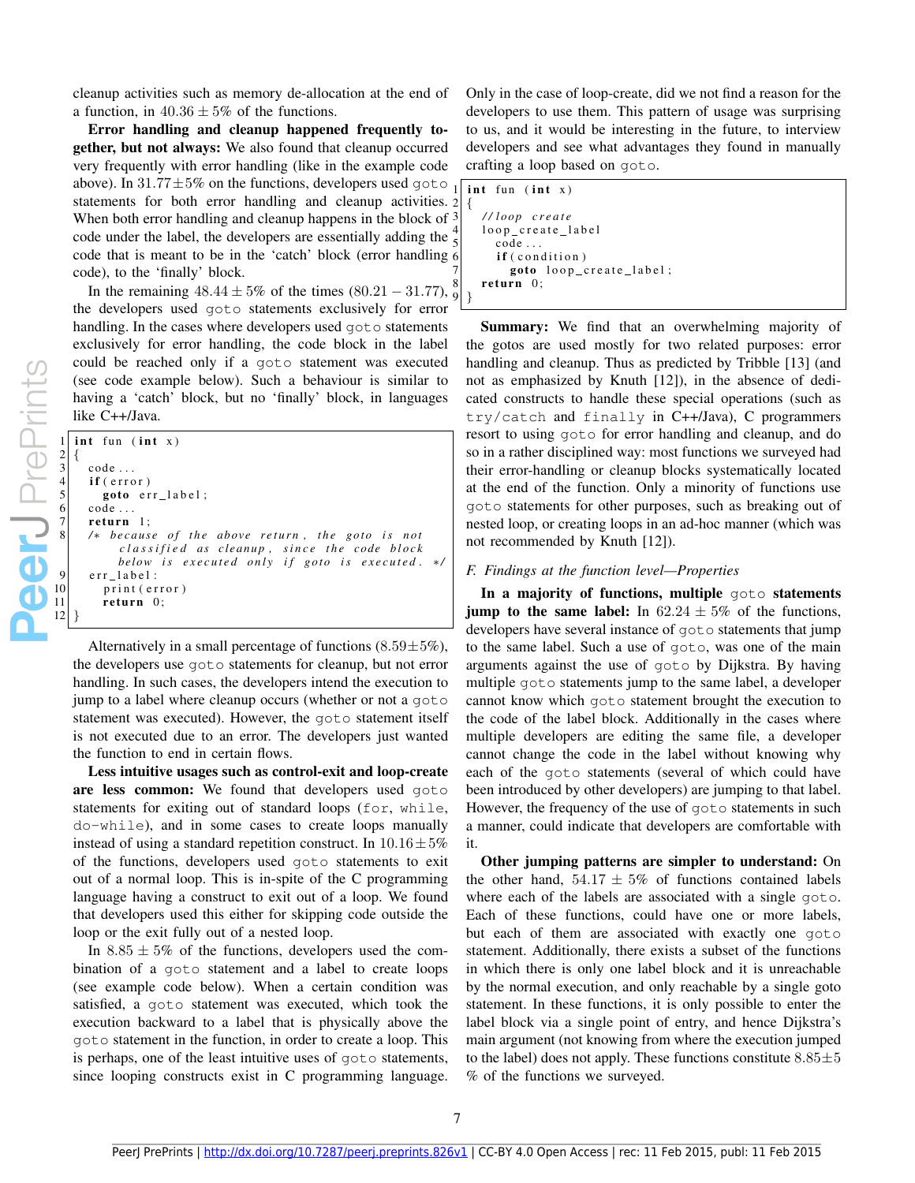cleanup activities such as memory de-allocation at the end of a function, in $40.36 \pm 5\%$ of the functions.

**Error handling and cleanup happened frequently together, but not always:** We also found that cleanup occurred very frequently with error handling (like in the example code above). In $31.77 \pm 5\%$ on the functions, developers used `goto` statements for both error handling and cleanup activities. When both error handling and cleanup happens in the block of code under the label, the developers are essentially adding the code that is meant to be in the 'catch' block (error handling code), to the 'finally' block.

In the remaining $48.44 \pm 5\%$ of the times $(80.21 - 31.77)$, the developers used `goto` statements exclusively for error handling. In the cases where developers used `goto` statements exclusively for error handling, the code block in the label could be reached only if a `goto` statement was executed (see code example below). Such a behaviour is similar to having a 'catch' block, but no 'finally' block, in languages like C++/Java.

```
int fun (int x)
{
  code ...
  if(error)
    goto err_label;
  code ...
  return 1;
  /* because of the above return, the goto is not
       classified as cleanup, since the code block
       below is executed only if goto is executed. */
  err_label:
    print(error)
    return 0;
}
```

Alternatively in a small percentage of functions $(8.59 \pm 5\%)$, the developers use `goto` statements for cleanup, but not error handling. In such cases, the developers intend the execution to jump to a label where cleanup occurs (whether or not a `goto` statement was executed). However, the `goto` statement itself is not executed due to an error. The developers just wanted the function to end in certain flows.

**Less intuitive usages such as control-exit and loop-create are less common:** We found that developers used `goto` statements for exiting out of standard loops (`for`, `while`, `do-while`), and in some cases to create loops manually instead of using a standard repetition construct. In $10.16 \pm 5\%$ of the functions, developers used `goto` statements to exit out of a normal loop. This is in-spite of the C programming language having a construct to exit out of a loop. We found that developers used this either for skipping code outside the loop or the exit fully out of a nested loop.

In $8.85 \pm 5\%$ of the functions, developers used the combination of a `goto` statement and a label to create loops (see example code below). When a certain condition was satisfied, a `goto` statement was executed, which took the execution backward to a label that is physically above the `goto` statement in the function, in order to create a loop. This is perhaps, one of the least intuitive uses of `goto` statements, since looping constructs exist in C programming language. Only in the case of loop-create, did we not find a reason for the developers to use them. This pattern of usage was surprising to us, and it would be interesting in the future, to interview developers and see what advantages they found in manually crafting a loop based on `goto`.

```
int fun (int x)
{
  //loop create
  loop_create_label
    code ...
    if(condition)
      goto loop_create_label;
  return 0;
}
```

**Summary:** We find that an overwhelming majority of the gotos are used mostly for two related purposes: error handling and cleanup. Thus as predicted by Tribble [13] (and not as emphasized by Knuth [12]), in the absence of dedicated constructs to handle these special operations (such as `try/catch` and `finally` in C++/Java), C programmers resort to using `goto` for error handling and cleanup, and do so in a rather disciplined way: most functions we surveyed had their error-handling or cleanup blocks systematically located at the end of the function. Only a minority of functions use `goto` statements for other purposes, such as breaking out of nested loop, or creating loops in an ad-hoc manner (which was not recommended by Knuth [12]).

### *F. Findings at the function level—Properties*

**In a majority of functions, multiple `goto` statements jump to the same label:** In $62.24 \pm 5\%$ of the functions, developers have several instance of `goto` statements that jump to the same label. Such a use of `goto`, was one of the main arguments against the use of `goto` by Dijkstra. By having multiple `goto` statements jump to the same label, a developer cannot know which `goto` statement brought the execution to the code of the label block. Additionally in the cases where multiple developers are editing the same file, a developer cannot change the code in the label without knowing why each of the `goto` statements (several of which could have been introduced by other developers) are jumping to that label. However, the frequency of the use of `goto` statements in such a manner, could indicate that developers are comfortable with it.

**Other jumping patterns are simpler to understand:** On the other hand, $54.17 \pm 5\%$ of functions contained labels where each of the labels are associated with a single `goto`. Each of these functions, could have one or more labels, but each of them are associated with exactly one `goto` statement. Additionally, there exists a subset of the functions in which there is only one label block and it is unreachable by the normal execution, and only reachable by a single goto statement. In these functions, it is only possible to enter the label block via a single point of entry, and hence Dijkstra's main argument (not knowing from where the execution jumped to the label) does not apply. These functions constitute $8.85 \pm 5$ % of the functions we surveyed.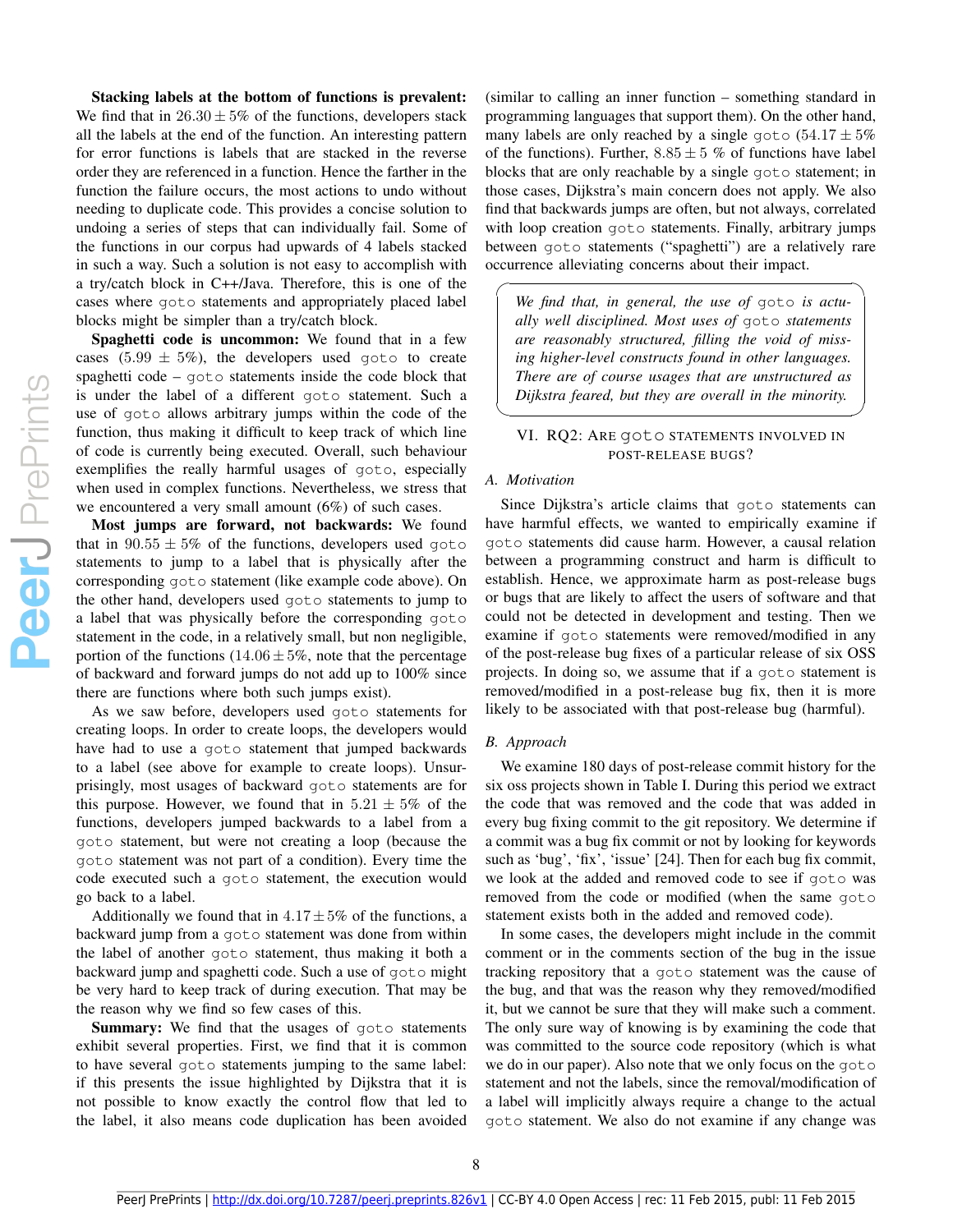**Stacking labels at the bottom of functions is prevalent:** We find that in $26.30 \pm 5\%$ of the functions, developers stack all the labels at the end of the function. An interesting pattern for error functions is labels that are stacked in the reverse order they are referenced in a function. Hence the farther in the function the failure occurs, the most actions to undo without needing to duplicate code. This provides a concise solution to undoing a series of steps that can individually fail. Some of the functions in our corpus had upwards of 4 labels stacked in such a way. Such a solution is not easy to accomplish with a try/catch block in C++/Java. Therefore, this is one of the cases where `goto` statements and appropriately placed label blocks might be simpler than a try/catch block.

**Spaghetti code is uncommon:** We found that in a few cases ($5.99 \pm 5\%$), the developers used `goto` to create spaghetti code – `goto` statements inside the code block that is under the label of a different `goto` statement. Such a use of `goto` allows arbitrary jumps within the code of the function, thus making it difficult to keep track of which line of code is currently being executed. Overall, such behaviour exemplifies the really harmful usages of `goto`, especially when used in complex functions. Nevertheless, we stress that we encountered a very small amount (6%) of such cases.

**Most jumps are forward, not backwards:** We found that in $90.55 \pm 5\%$ of the functions, developers used `goto` statements to jump to a label that is physically after the corresponding `goto` statement (like example code above). On the other hand, developers used `goto` statements to jump to a label that was physically before the corresponding `goto` statement in the code, in a relatively small, but non negligible, portion of the functions ($14.06 \pm 5\%$, note that the percentage of backward and forward jumps do not add up to 100% since there are functions where both such jumps exist).

As we saw before, developers used `goto` statements for creating loops. In order to create loops, the developers would have had to use a `goto` statement that jumped backwards to a label (see above for example to create loops). Unsurprisingly, most usages of backward `goto` statements are for this purpose. However, we found that in $5.21 \pm 5\%$ of the functions, developers jumped backwards to a label from a `goto` statement, but were not creating a loop (because the `goto` statement was not part of a condition). Every time the code executed such a `goto` statement, the execution would go back to a label.

Additionally we found that in $4.17 \pm 5\%$ of the functions, a backward jump from a `goto` statement was done from within the label of another `goto` statement, thus making it both a backward jump and spaghetti code. Such a use of `goto` might be very hard to keep track of during execution. That may be the reason why we find so few cases of this.

**Summary:** We find that the usages of `goto` statements exhibit several properties. First, we find that it is common to have several `goto` statements jumping to the same label: if this presents the issue highlighted by Dijkstra that it is not possible to know exactly the control flow that led to the label, it also means code duplication has been avoided (similar to calling an inner function – something standard in programming languages that support them). On the other hand, many labels are only reached by a single `goto` ($54.17 \pm 5\%$ of the functions). Further, $8.85 \pm 5$ % of functions have label blocks that are only reachable by a single `goto` statement; in those cases, Dijkstra's main concern does not apply. We also find that backwards jumps are often, but not always, correlated with loop creation `goto` statements. Finally, arbitrary jumps between `goto` statements ("spaghetti") are a relatively rare occurrence alleviating concerns about their impact.

> *We find that, in general, the use of* `goto` *is actually well disciplined. Most uses of* `goto` *statements are reasonably structured, filling the void of missing higher-level constructs found in other languages. There are of course usages that are unstructured as Dijkstra feared, but they are overall in the minority.*

## VI. RQ2: Are `goto` Statements Involved in Post-Release Bugs?

### A. Motivation

Since Dijkstra's article claims that `goto` statements can have harmful effects, we wanted to empirically examine if `goto` statements did cause harm. However, a causal relation between a programming construct and harm is difficult to establish. Hence, we approximate harm as post-release bugs or bugs that are likely to affect the users of software and that could not be detected in development and testing. Then we examine if `goto` statements were removed/modified in any of the post-release bug fixes of a particular release of six OSS projects. In doing so, we assume that if a `goto` statement is removed/modified in a post-release bug fix, then it is more likely to be associated with that post-release bug (harmful).

### B. Approach

We examine 180 days of post-release commit history for the six oss projects shown in Table I. During this period we extract the code that was removed and the code that was added in every bug fixing commit to the git repository. We determine if a commit was a bug fix commit or not by looking for keywords such as 'bug', 'fix', 'issue' [24]. Then for each bug fix commit, we look at the added and removed code to see if `goto` was removed from the code or modified (when the same `goto` statement exists both in the added and removed code).

In some cases, the developers might include in the commit comment or in the comments section of the bug in the issue tracking repository that a `goto` statement was the cause of the bug, and that was the reason why they removed/modified it, but we cannot be sure that they will make such a comment. The only sure way of knowing is by examining the code that was committed to the source code repository (which is what we do in our paper). Also note that we only focus on the `goto` statement and not the labels, since the removal/modification of a label will implicitly always require a change to the actual `goto` statement. We also do not examine if any change was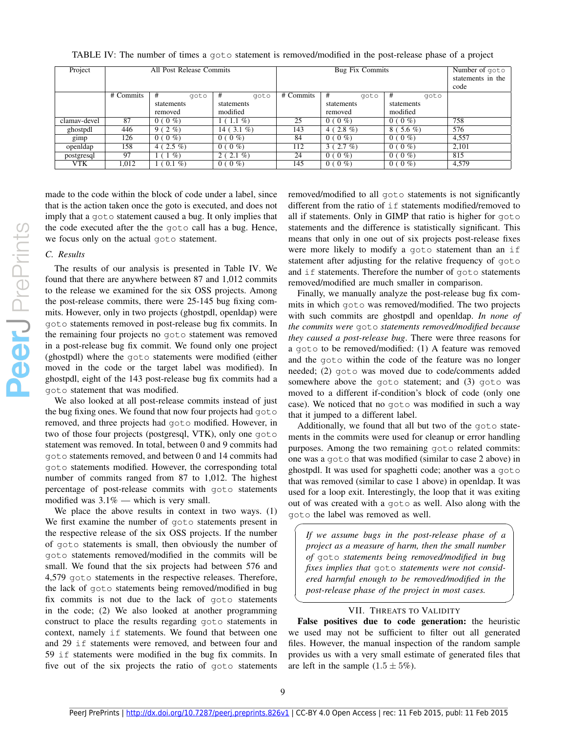TABLE IV: The number of times a `goto` statement is removed/modified in the post-release phase of a project

| Project | All Post Release Commits | | | Bug Fix Commits | | | Number of `goto` statements in the code |
|---|---|---|---|---|---|---|---|
| | # Commits | # `goto` statements removed | # `goto` statements modified | # Commits | # `goto` statements removed | # `goto` statements modified | |
| clamav-devel | 87 | 0 ( 0 %) | 1 ( 1.1 %) | 25 | 0 ( 0 %) | 0 ( 0 %) | 758 |
| ghostpdl | 446 | 9 ( 2 %) | 14 ( 3.1 %) | 143 | 4 ( 2.8 %) | 8 ( 5.6 %) | 576 |
| gimp | 126 | 0 ( 0 %) | 0 ( 0 %) | 84 | 0 ( 0 %) | 0 ( 0 %) | 4,557 |
| openldap | 158 | 4 ( 2.5 %) | 0 ( 0 %) | 112 | 3 ( 2.7 %) | 0 ( 0 %) | 2,101 |
| postgresql | 97 | 1 ( 1 %) | 2 ( 2.1 %) | 24 | 0 ( 0 %) | 0 ( 0 %) | 815 |
| VTK | 1,012 | 1 ( 0.1 %) | 0 ( 0 %) | 145 | 0 ( 0 %) | 0 ( 0 %) | 4,579 |

made to the code within the block of code under a label, since that is the action taken once the goto is executed, and does not imply that a `goto` statement caused a bug. It only implies that the code executed after the the `goto` call has a bug. Hence, we focus only on the actual `goto` statement.

### C. Results

The results of our analysis is presented in Table IV. We found that there are anywhere between 87 and 1,012 commits to the release we examined for the six OSS projects. Among the post-release commits, there were 25-145 bug fixing commits. However, only in two projects (ghostpdl, openldap) were `goto` statements removed in post-release bug fix commits. In the remaining four projects no `goto` statement was removed in a post-release bug fix commit. We found only one project (ghostpdl) where the `goto` statements were modified (either moved in the code or the target label was modified). In ghostpdl, eight of the 143 post-release bug fix commits had a `goto` statement that was modified.

We also looked at all post-release commits instead of just the bug fixing ones. We found that now four projects had `goto` removed, and three projects had `goto` modified. However, in two of those four projects (postgresql, VTK), only one `goto` statement was removed. In total, between 0 and 9 commits had `goto` statements removed, and between 0 and 14 commits had `goto` statements modified. However, the corresponding total number of commits ranged from 87 to 1,012. The highest percentage of post-release commits with `goto` statements modified was 3.1% — which is very small.

We place the above results in context in two ways. (1) We first examine the number of `goto` statements present in the respective release of the six OSS projects. If the number of `goto` statements is small, then obviously the number of `goto` statements removed/modified in the commits will be small. We found that the six projects had between 576 and 4,579 `goto` statements in the respective releases. Therefore, the lack of `goto` statements being removed/modified in bug fix commits is not due to the lack of `goto` statements in the code; (2) We also looked at another programming construct to place the results regarding `goto` statements in context, namely `if` statements. We found that between one and 29 `if` statements were removed, and between four and 59 `if` statements were modified in the bug fix commits. In five out of the six projects the ratio of `goto` statements removed/modified to all `goto` statements is not significantly different from the ratio of `if` statements modified/removed to all if statements. Only in GIMP that ratio is higher for `goto` statements and the difference is statistically significant. This means that only in one out of six projects post-release fixes were more likely to modify a `goto` statement than an `if` statement after adjusting for the relative frequency of `goto` and `if` statements. Therefore the number of `goto` statements removed/modified are much smaller in comparison.

Finally, we manually analyze the post-release bug fix commits in which `goto` was removed/modified. The two projects with such commits are ghostpdl and openldap. *In none of the commits were `goto` statements removed/modified because they caused a post-release bug*. There were three reasons for a `goto` to be removed/modified: (1) A feature was removed and the `goto` within the code of the feature was no longer needed; (2) `goto` was moved due to code/comments added somewhere above the `goto` statement; and (3) `goto` was moved to a different if-condition's block of code (only one case). We noticed that no `goto` was modified in such a way that it jumped to a different label.

Additionally, we found that all but two of the `goto` statements in the commits were used for cleanup or error handling purposes. Among the two remaining `goto` related commits: one was a `goto` that was modified (similar to case 2 above) in ghostpdl. It was used for spaghetti code; another was a `goto` that was removed (similar to case 1 above) in openldap. It was used for a loop exit. Interestingly, the loop that it was exiting out of was created with a `goto` as well. Also along with the `goto` the label was removed as well.

> *If we assume bugs in the post-release phase of a project as a measure of harm, then the small number of `goto` statements being removed/modified in bug fixes implies that `goto` statements were not considered harmful enough to be removed/modified in the post-release phase of the project in most cases.*

## VII. Threats to Validity

**False positives due to code generation:** the heuristic we used may not be sufficient to filter out all generated files. However, the manual inspection of the random sample provides us with a very small estimate of generated files that are left in the sample ($1.5 \pm 5\%$).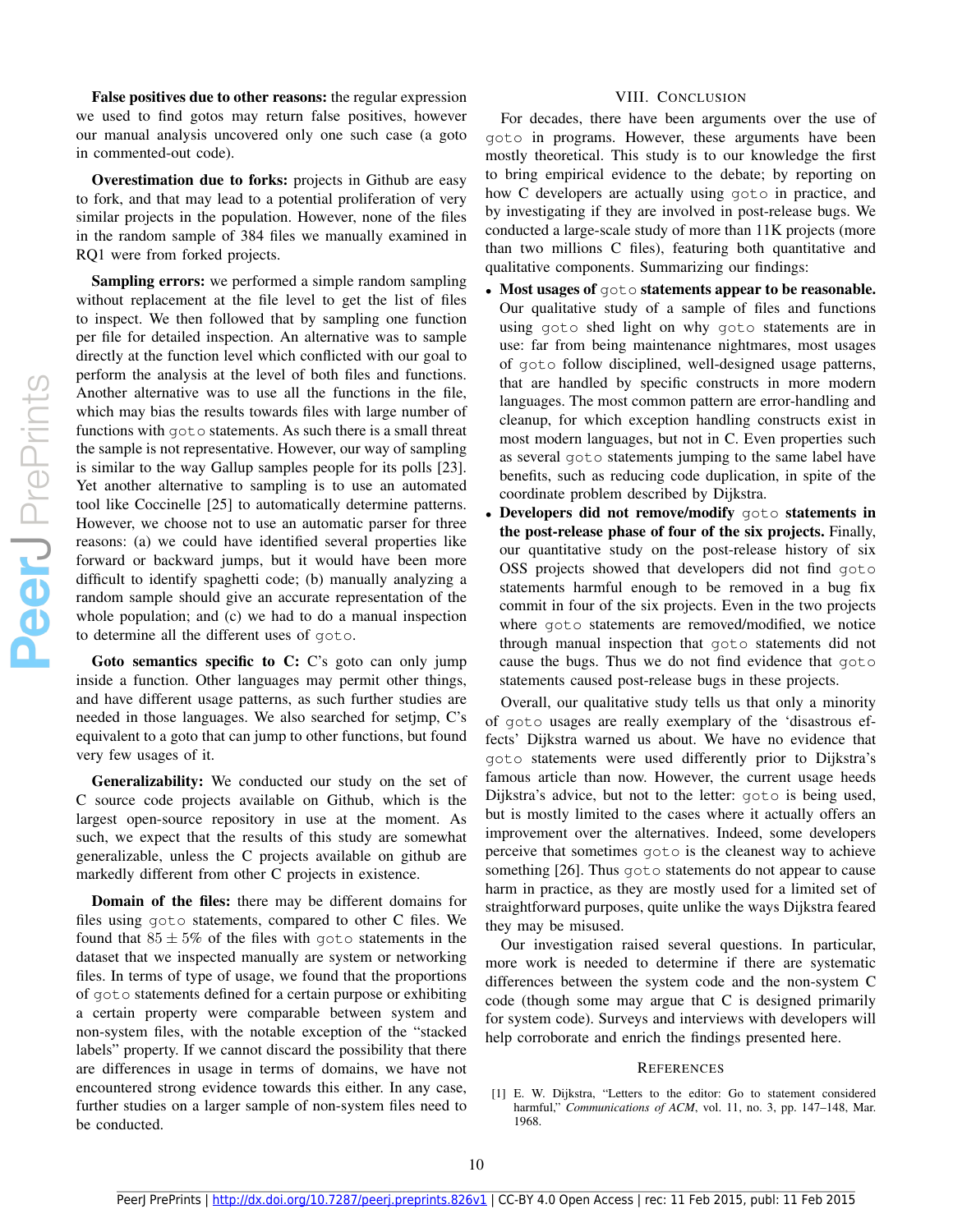**False positives due to other reasons:** the regular expression we used to find gotos may return false positives, however our manual analysis uncovered only one such case (a goto in commented-out code).

**Overestimation due to forks:** projects in Github are easy to fork, and that may lead to a potential proliferation of very similar projects in the population. However, none of the files in the random sample of 384 files we manually examined in RQ1 were from forked projects.

**Sampling errors:** we performed a simple random sampling without replacement at the file level to get the list of files to inspect. We then followed that by sampling one function per file for detailed inspection. An alternative was to sample directly at the function level which conflicted with our goal to perform the analysis at the level of both files and functions. Another alternative was to use all the functions in the file, which may bias the results towards files with large number of functions with `goto` statements. As such there is a small threat the sample is not representative. However, our way of sampling is similar to the way Gallup samples people for its polls [23]. Yet another alternative to sampling is to use an automated tool like Coccinelle [25] to automatically determine patterns. However, we choose not to use an automatic parser for three reasons: (a) we could have identified several properties like forward or backward jumps, but it would have been more difficult to identify spaghetti code; (b) manually analyzing a random sample should give an accurate representation of the whole population; and (c) we had to do a manual inspection to determine all the different uses of `goto`.

**Goto semantics specific to C:** C's goto can only jump inside a function. Other languages may permit other things, and have different usage patterns, as such further studies are needed in those languages. We also searched for setjmp, C's equivalent to a goto that can jump to other functions, but found very few usages of it.

**Generalizability:** We conducted our study on the set of C source code projects available on Github, which is the largest open-source repository in use at the moment. As such, we expect that the results of this study are somewhat generalizable, unless the C projects available on github are markedly different from other C projects in existence.

**Domain of the files:** there may be different domains for files using `goto` statements, compared to other C files. We found that $85 \pm 5\%$ of the files with `goto` statements in the dataset that we inspected manually are system or networking files. In terms of type of usage, we found that the proportions of `goto` statements defined for a certain purpose or exhibiting a certain property were comparable between system and non-system files, with the notable exception of the "stacked labels" property. If we cannot discard the possibility that there are differences in usage in terms of domains, we have not encountered strong evidence towards this either. In any case, further studies on a larger sample of non-system files need to be conducted.

## VIII. Conclusion

For decades, there have been arguments over the use of `goto` in programs. However, these arguments have been mostly theoretical. This study is to our knowledge the first to bring empirical evidence to the debate; by reporting on how C developers are actually using `goto` in practice, and by investigating if they are involved in post-release bugs. We conducted a large-scale study of more than 11K projects (more than two millions C files), featuring both quantitative and qualitative components. Summarizing our findings:

- **Most usages of `goto` statements appear to be reasonable.** Our qualitative study of a sample of files and functions using `goto` shed light on why `goto` statements are in use: far from being maintenance nightmares, most usages of `goto` follow disciplined, well-designed usage patterns, that are handled by specific constructs in more modern languages. The most common pattern are error-handling and cleanup, for which exception handling constructs exist in most modern languages, but not in C. Even properties such as several `goto` statements jumping to the same label have benefits, such as reducing code duplication, in spite of the coordinate problem described by Dijkstra.
- **Developers did not remove/modify `goto` statements in the post-release phase of four of the six projects.** Finally, our quantitative study on the post-release history of six OSS projects showed that developers did not find `goto` statements harmful enough to be removed in a bug fix commit in four of the six projects. Even in the two projects where `goto` statements are removed/modified, we notice through manual inspection that `goto` statements did not cause the bugs. Thus we do not find evidence that `goto` statements caused post-release bugs in these projects.

Overall, our qualitative study tells us that only a minority of `goto` usages are really exemplary of the 'disastrous effects' Dijkstra warned us about. We have no evidence that `goto` statements were used differently prior to Dijkstra's famous article than now. However, the current usage heeds Dijkstra's advice, but not to the letter: `goto` is being used, but is mostly limited to the cases where it actually offers an improvement over the alternatives. Indeed, some developers perceive that sometimes `goto` is the cleanest way to achieve something [26]. Thus `goto` statements do not appear to cause harm in practice, as they are mostly used for a limited set of straightforward purposes, quite unlike the ways Dijkstra feared they may be misused.

Our investigation raised several questions. In particular, more work is needed to determine if there are systematic differences between the system code and the non-system C code (though some may argue that C is designed primarily for system code). Surveys and interviews with developers will help corroborate and enrich the findings presented here.

## References

[1] E. W. Dijkstra, "Letters to the editor: Go to statement considered harmful," *Communications of ACM*, vol. 11, no. 3, pp. 147–148, Mar. 1968.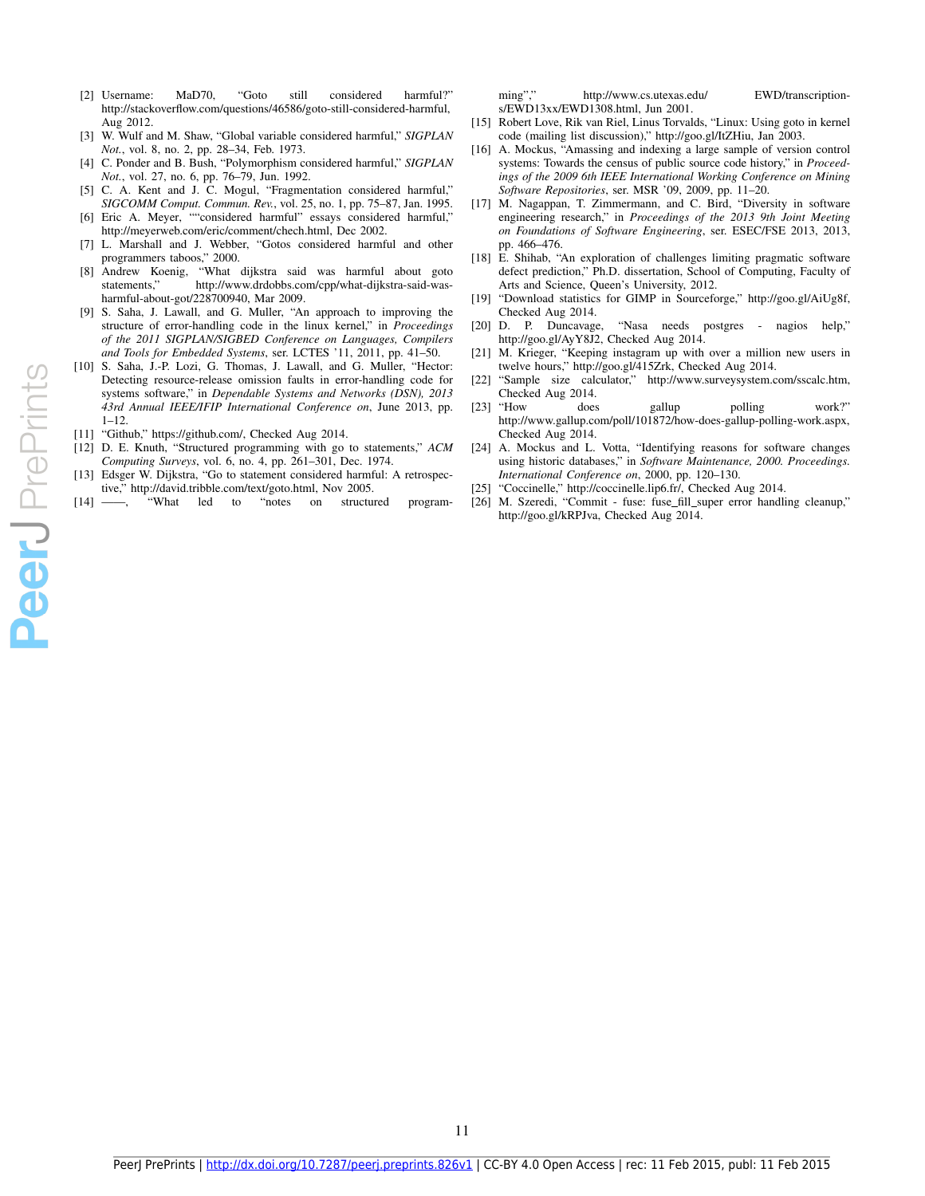[2] Username: MaD70, "Goto still considered harmful?" http://stackoverflow.com/questions/46586/goto-still-considered-harmful, Aug 2012.

[3] W. Wulf and M. Shaw, "Global variable considered harmful," *SIGPLAN Not.*, vol. 8, no. 2, pp. 28–34, Feb. 1973.

[4] C. Ponder and B. Bush, "Polymorphism considered harmful," *SIGPLAN Not.*, vol. 27, no. 6, pp. 76–79, Jun. 1992.

[5] C. A. Kent and J. C. Mogul, "Fragmentation considered harmful," *SIGCOMM Comput. Commun. Rev.*, vol. 25, no. 1, pp. 75–87, Jan. 1995.

[6] Eric A. Meyer, ""considered harmful" essays considered harmful," http://meyerweb.com/eric/comment/chech.html, Dec 2002.

[7] L. Marshall and J. Webber, "Gotos considered harmful and other programmers taboos," 2000.

[8] Andrew Koenig, "What dijkstra said was harmful about goto statements," http://www.drdobbs.com/cpp/what-dijkstra-said-was-harmful-about-got/228700940, Mar 2009.

[9] S. Saha, J. Lawall, and G. Muller, "An approach to improving the structure of error-handling code in the linux kernel," in *Proceedings of the 2011 SIGPLAN/SIGBED Conference on Languages, Compilers and Tools for Embedded Systems*, ser. LCTES '11, 2011, pp. 41–50.

[10] S. Saha, J.-P. Lozi, G. Thomas, J. Lawall, and G. Muller, "Hector: Detecting resource-release omission faults in error-handling code for systems software," in *Dependable Systems and Networks (DSN), 2013 43rd Annual IEEE/IFIP International Conference on*, June 2013, pp. 1–12.

[11] "Github," https://github.com/, Checked Aug 2014.

[12] D. E. Knuth, "Structured programming with go to statements," *ACM Computing Surveys*, vol. 6, no. 4, pp. 261–301, Dec. 1974.

[13] Edsger W. Dijkstra, "Go to statement considered harmful: A retrospective," http://david.tribble.com/text/goto.html, Nov 2005.

[14] ——, "What led to "notes on structured programming"," http://www.cs.utexas.edu/ EWD/transcriptions/EWD13xx/EWD1308.html, Jun 2001.

[15] Robert Love, Rik van Riel, Linus Torvalds, "Linux: Using goto in kernel code (mailing list discussion)," http://goo.gl/ItZHiu, Jan 2003.

[16] A. Mockus, "Amassing and indexing a large sample of version control systems: Towards the census of public source code history," in *Proceedings of the 2009 6th IEEE International Working Conference on Mining Software Repositories*, ser. MSR '09, 2009, pp. 11–20.

[17] M. Nagappan, T. Zimmermann, and C. Bird, "Diversity in software engineering research," in *Proceedings of the 2013 9th Joint Meeting on Foundations of Software Engineering*, ser. ESEC/FSE 2013, 2013, pp. 466–476.

[18] E. Shihab, "An exploration of challenges limiting pragmatic software defect prediction," Ph.D. dissertation, School of Computing, Faculty of Arts and Science, Queen's University, 2012.

[19] "Download statistics for GIMP in Sourceforge," http://goo.gl/AiUg8f, Checked Aug 2014.

[20] D. P. Duncavage, "Nasa needs postgres - nagios help," http://goo.gl/AyY8J2, Checked Aug 2014.

[21] M. Krieger, "Keeping instagram up with over a million new users in twelve hours," http://goo.gl/415Zrk, Checked Aug 2014.

[22] "Sample size calculator," http://www.surveysystem.com/sscalc.htm, Checked Aug 2014.

[23] "How does gallup polling work?" http://www.gallup.com/poll/101872/how-does-gallup-polling-work.aspx, Checked Aug 2014.

[24] A. Mockus and L. Votta, "Identifying reasons for software changes using historic databases," in *Software Maintenance, 2000. Proceedings. International Conference on*, 2000, pp. 120–130.

[25] "Coccinelle," http://coccinelle.lip6.fr/, Checked Aug 2014.

[26] M. Szeredi, "Commit - fuse: fuse_fill_super error handling cleanup," http://goo.gl/kRPJva, Checked Aug 2014.